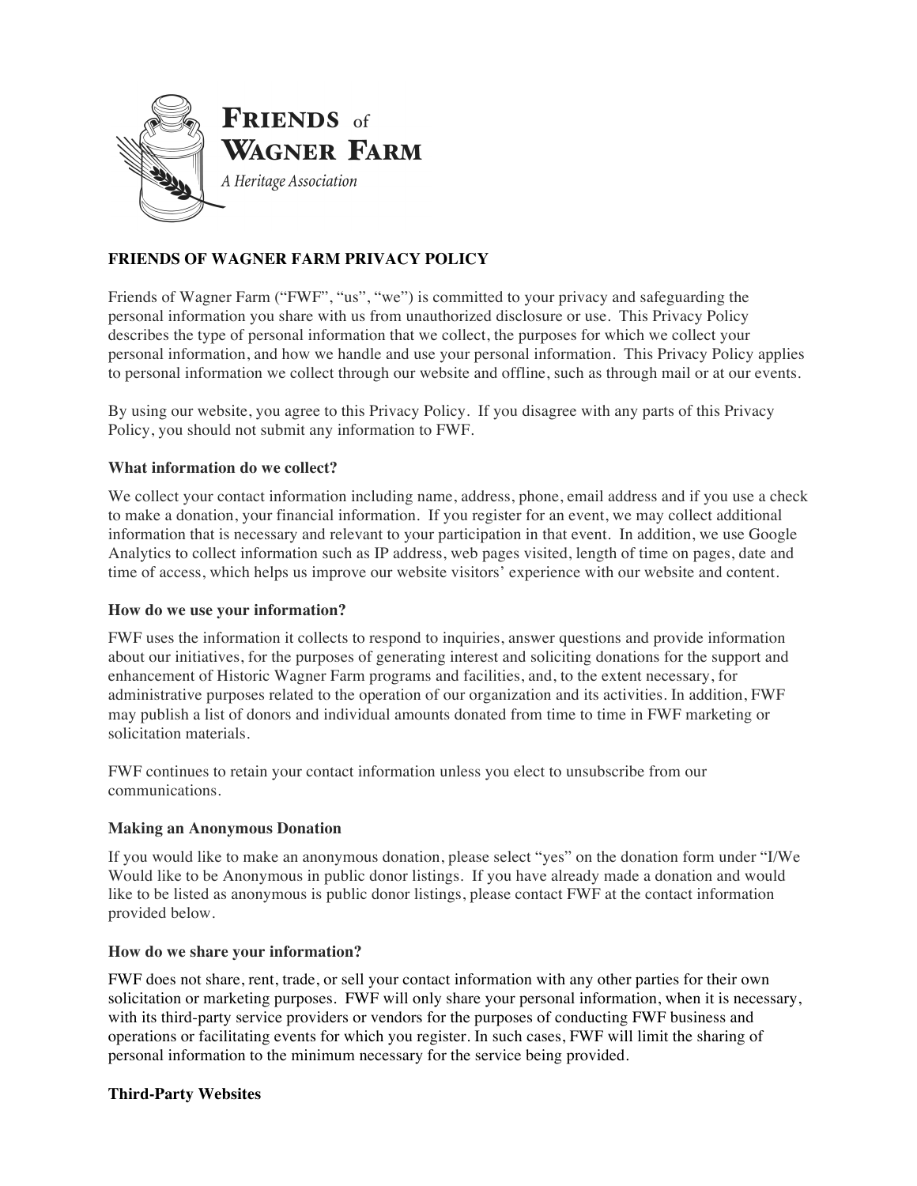**Friends** of
**Wagner Farm**
*A Heritage Association*

**FRIENDS OF WAGNER FARM PRIVACY POLICY**

Friends of Wagner Farm ("FWF", "us", "we") is committed to your privacy and safeguarding the personal information you share with us from unauthorized disclosure or use. This Privacy Policy describes the type of personal information that we collect, the purposes for which we collect your personal information, and how we handle and use your personal information. This Privacy Policy applies to personal information we collect through our website and offline, such as through mail or at our events.

By using our website, you agree to this Privacy Policy. If you disagree with any parts of this Privacy Policy, you should not submit any information to FWF.

**What information do we collect?**

We collect your contact information including name, address, phone, email address and if you use a check to make a donation, your financial information. If you register for an event, we may collect additional information that is necessary and relevant to your participation in that event. In addition, we use Google Analytics to collect information such as IP address, web pages visited, length of time on pages, date and time of access, which helps us improve our website visitors' experience with our website and content.

**How do we use your information?**

FWF uses the information it collects to respond to inquiries, answer questions and provide information about our initiatives, for the purposes of generating interest and soliciting donations for the support and enhancement of Historic Wagner Farm programs and facilities, and, to the extent necessary, for administrative purposes related to the operation of our organization and its activities. In addition, FWF may publish a list of donors and individual amounts donated from time to time in FWF marketing or solicitation materials.

FWF continues to retain your contact information unless you elect to unsubscribe from our communications.

**Making an Anonymous Donation**

If you would like to make an anonymous donation, please select "yes" on the donation form under "I/We Would like to be Anonymous in public donor listings. If you have already made a donation and would like to be listed as anonymous is public donor listings, please contact FWF at the contact information provided below.

**How do we share your information?**

FWF does not share, rent, trade, or sell your contact information with any other parties for their own solicitation or marketing purposes. FWF will only share your personal information, when it is necessary, with its third-party service providers or vendors for the purposes of conducting FWF business and operations or facilitating events for which you register. In such cases, FWF will limit the sharing of personal information to the minimum necessary for the service being provided.

**Third-Party Websites**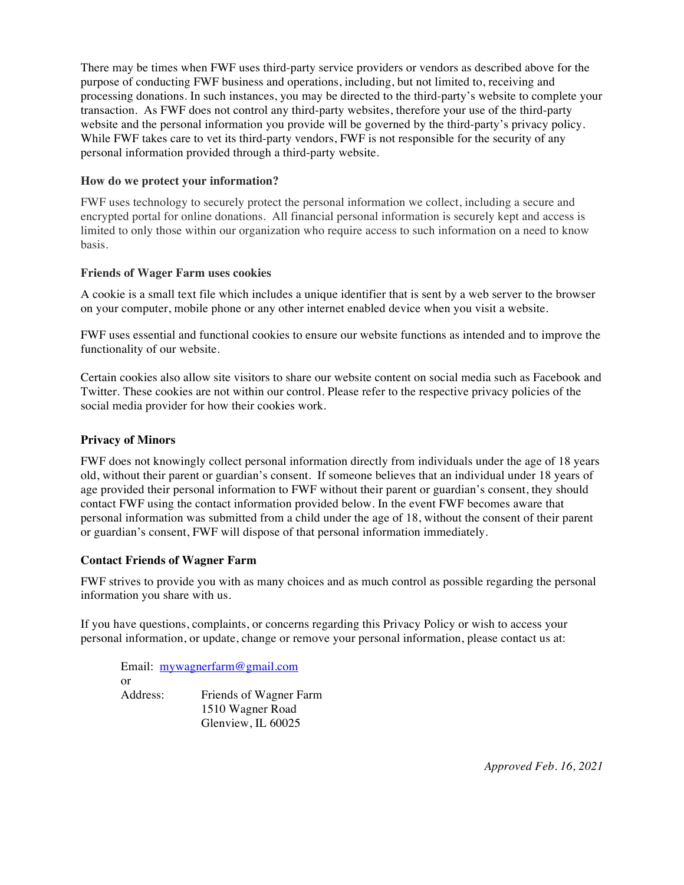There may be times when FWF uses third-party service providers or vendors as described above for the purpose of conducting FWF business and operations, including, but not limited to, receiving and processing donations. In such instances, you may be directed to the third-party's website to complete your transaction. As FWF does not control any third-party websites, therefore your use of the third-party website and the personal information you provide will be governed by the third-party's privacy policy. While FWF takes care to vet its third-party vendors, FWF is not responsible for the security of any personal information provided through a third-party website.

**How do we protect your information?**

FWF uses technology to securely protect the personal information we collect, including a secure and encrypted portal for online donations. All financial personal information is securely kept and access is limited to only those within our organization who require access to such information on a need to know basis.

**Friends of Wager Farm uses cookies**

A cookie is a small text file which includes a unique identifier that is sent by a web server to the browser on your computer, mobile phone or any other internet enabled device when you visit a website.

FWF uses essential and functional cookies to ensure our website functions as intended and to improve the functionality of our website.

Certain cookies also allow site visitors to share our website content on social media such as Facebook and Twitter. These cookies are not within our control. Please refer to the respective privacy policies of the social media provider for how their cookies work.

**Privacy of Minors**

FWF does not knowingly collect personal information directly from individuals under the age of 18 years old, without their parent or guardian's consent. If someone believes that an individual under 18 years of age provided their personal information to FWF without their parent or guardian's consent, they should contact FWF using the contact information provided below. In the event FWF becomes aware that personal information was submitted from a child under the age of 18, without the consent of their parent or guardian's consent, FWF will dispose of that personal information immediately.

**Contact Friends of Wagner Farm**

FWF strives to provide you with as many choices and as much control as possible regarding the personal information you share with us.

If you have questions, complaints, or concerns regarding this Privacy Policy or wish to access your personal information, or update, change or remove your personal information, please contact us at:

Email: mywagnerfarm@gmail.com
or
Address: Friends of Wagner Farm
1510 Wagner Road
Glenview, IL 60025

*Approved Feb. 16, 2021*